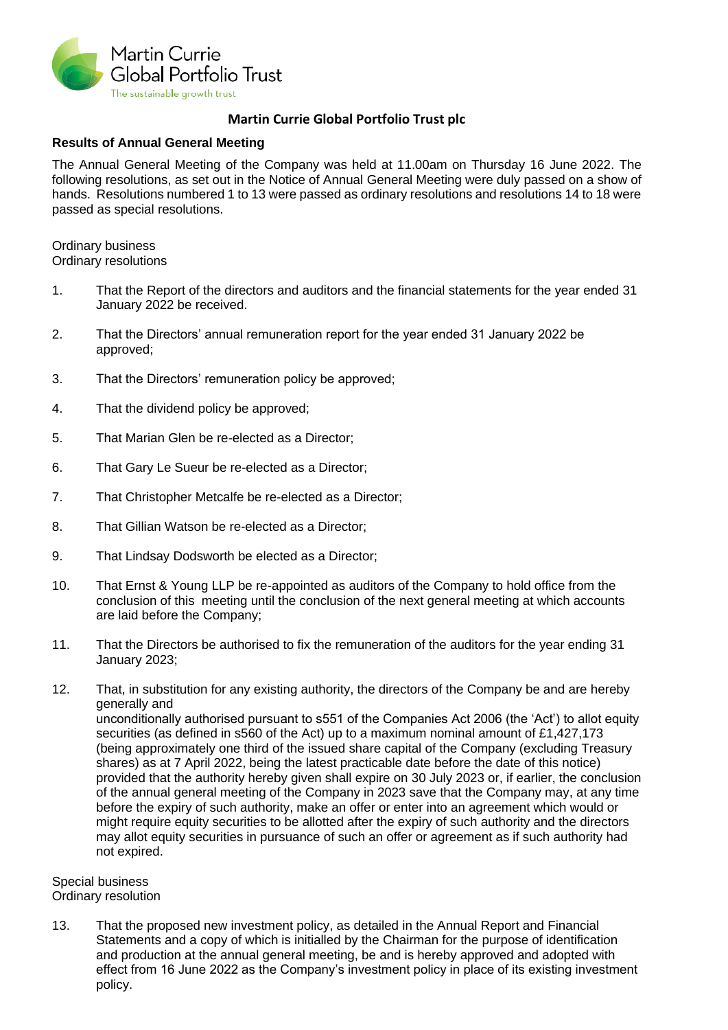Martin Currie
Global Portfolio Trust
The sustainable growth trust

# Martin Currie Global Portfolio Trust plc

## Results of Annual General Meeting

The Annual General Meeting of the Company was held at 11.00am on Thursday 16 June 2022. The following resolutions, as set out in the Notice of Annual General Meeting were duly passed on a show of hands. Resolutions numbered 1 to 13 were passed as ordinary resolutions and resolutions 14 to 18 were passed as special resolutions.

Ordinary business
Ordinary resolutions

1. That the Report of the directors and auditors and the financial statements for the year ended 31 January 2022 be received.

2. That the Directors' annual remuneration report for the year ended 31 January 2022 be approved;

3. That the Directors' remuneration policy be approved;

4. That the dividend policy be approved;

5. That Marian Glen be re-elected as a Director;

6. That Gary Le Sueur be re-elected as a Director;

7. That Christopher Metcalfe be re-elected as a Director;

8. That Gillian Watson be re-elected as a Director;

9. That Lindsay Dodsworth be elected as a Director;

10. That Ernst & Young LLP be re-appointed as auditors of the Company to hold office from the conclusion of this meeting until the conclusion of the next general meeting at which accounts are laid before the Company;

11. That the Directors be authorised to fix the remuneration of the auditors for the year ending 31 January 2023;

12. That, in substitution for any existing authority, the directors of the Company be and are hereby generally and
unconditionally authorised pursuant to s551 of the Companies Act 2006 (the 'Act') to allot equity securities (as defined in s560 of the Act) up to a maximum nominal amount of £1,427,173 (being approximately one third of the issued share capital of the Company (excluding Treasury shares) as at 7 April 2022, being the latest practicable date before the date of this notice) provided that the authority hereby given shall expire on 30 July 2023 or, if earlier, the conclusion of the annual general meeting of the Company in 2023 save that the Company may, at any time before the expiry of such authority, make an offer or enter into an agreement which would or might require equity securities to be allotted after the expiry of such authority and the directors may allot equity securities in pursuance of such an offer or agreement as if such authority had not expired.

Special business
Ordinary resolution

13. That the proposed new investment policy, as detailed in the Annual Report and Financial Statements and a copy of which is initialled by the Chairman for the purpose of identification and production at the annual general meeting, be and is hereby approved and adopted with effect from 16 June 2022 as the Company's investment policy in place of its existing investment policy.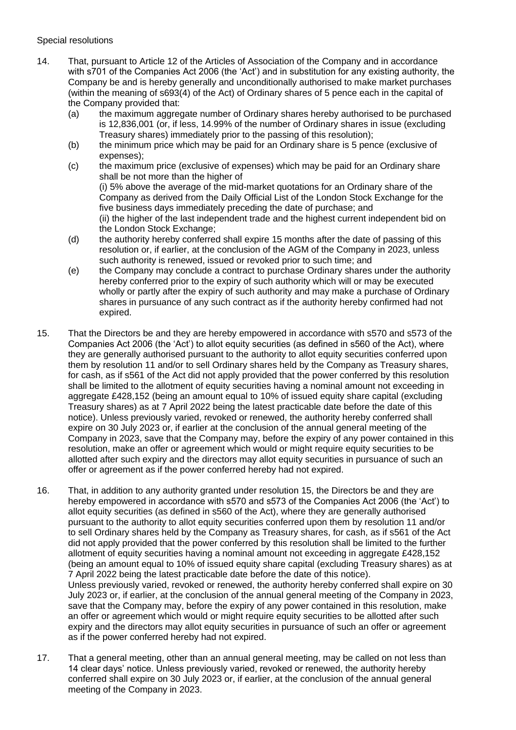Special resolutions

14. That, pursuant to Article 12 of the Articles of Association of the Company and in accordance with s701 of the Companies Act 2006 (the 'Act') and in substitution for any existing authority, the Company be and is hereby generally and unconditionally authorised to make market purchases (within the meaning of s693(4) of the Act) of Ordinary shares of 5 pence each in the capital of the Company provided that:
    - (a) the maximum aggregate number of Ordinary shares hereby authorised to be purchased is 12,836,001 (or, if less, 14.99% of the number of Ordinary shares in issue (excluding Treasury shares) immediately prior to the passing of this resolution);
    - (b) the minimum price which may be paid for an Ordinary share is 5 pence (exclusive of expenses);
    - (c) the maximum price (exclusive of expenses) which may be paid for an Ordinary share shall be not more than the higher of
      (i) 5% above the average of the mid-market quotations for an Ordinary share of the Company as derived from the Daily Official List of the London Stock Exchange for the five business days immediately preceding the date of purchase; and
      (ii) the higher of the last independent trade and the highest current independent bid on the London Stock Exchange;
    - (d) the authority hereby conferred shall expire 15 months after the date of passing of this resolution or, if earlier, at the conclusion of the AGM of the Company in 2023, unless such authority is renewed, issued or revoked prior to such time; and
    - (e) the Company may conclude a contract to purchase Ordinary shares under the authority hereby conferred prior to the expiry of such authority which will or may be executed wholly or partly after the expiry of such authority and may make a purchase of Ordinary shares in pursuance of any such contract as if the authority hereby confirmed had not expired.

15. That the Directors be and they are hereby empowered in accordance with s570 and s573 of the Companies Act 2006 (the 'Act') to allot equity securities (as defined in s560 of the Act), where they are generally authorised pursuant to the authority to allot equity securities conferred upon them by resolution 11 and/or to sell Ordinary shares held by the Company as Treasury shares, for cash, as if s561 of the Act did not apply provided that the power conferred by this resolution shall be limited to the allotment of equity securities having a nominal amount not exceeding in aggregate £428,152 (being an amount equal to 10% of issued equity share capital (excluding Treasury shares) as at 7 April 2022 being the latest practicable date before the date of this notice). Unless previously varied, revoked or renewed, the authority hereby conferred shall expire on 30 July 2023 or, if earlier at the conclusion of the annual general meeting of the Company in 2023, save that the Company may, before the expiry of any power contained in this resolution, make an offer or agreement which would or might require equity securities to be allotted after such expiry and the directors may allot equity securities in pursuance of such an offer or agreement as if the power conferred hereby had not expired.

16. That, in addition to any authority granted under resolution 15, the Directors be and they are hereby empowered in accordance with s570 and s573 of the Companies Act 2006 (the 'Act') to allot equity securities (as defined in s560 of the Act), where they are generally authorised pursuant to the authority to allot equity securities conferred upon them by resolution 11 and/or to sell Ordinary shares held by the Company as Treasury shares, for cash, as if s561 of the Act did not apply provided that the power conferred by this resolution shall be limited to the further allotment of equity securities having a nominal amount not exceeding in aggregate £428,152 (being an amount equal to 10% of issued equity share capital (excluding Treasury shares) as at 7 April 2022 being the latest practicable date before the date of this notice).
    Unless previously varied, revoked or renewed, the authority hereby conferred shall expire on 30 July 2023 or, if earlier, at the conclusion of the annual general meeting of the Company in 2023, save that the Company may, before the expiry of any power contained in this resolution, make an offer or agreement which would or might require equity securities to be allotted after such expiry and the directors may allot equity securities in pursuance of such an offer or agreement as if the power conferred hereby had not expired.

17. That a general meeting, other than an annual general meeting, may be called on not less than 14 clear days' notice. Unless previously varied, revoked or renewed, the authority hereby conferred shall expire on 30 July 2023 or, if earlier, at the conclusion of the annual general meeting of the Company in 2023.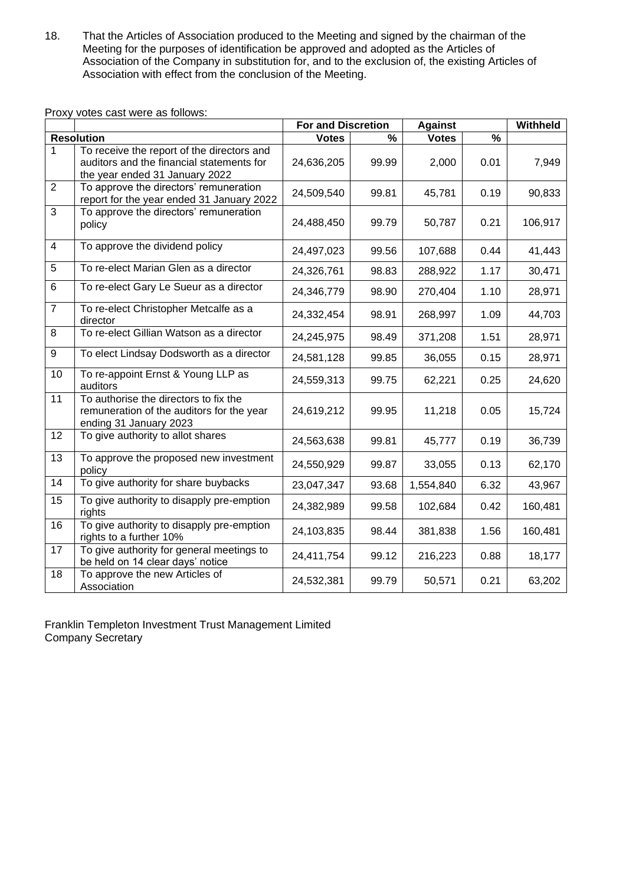18. That the Articles of Association produced to the Meeting and signed by the chairman of the Meeting for the purposes of identification be approved and adopted as the Articles of Association of the Company in substitution for, and to the exclusion of, the existing Articles of Association with effect from the conclusion of the Meeting.

Proxy votes cast were as follows:

| | | For and Discretion | | Against | | Withheld |
|---|---|---|---|---|---|---|
| **Resolution** | | **Votes** | **%** | **Votes** | **%** | |
| 1 | To receive the report of the directors and auditors and the financial statements for the year ended 31 January 2022 | 24,636,205 | 99.99 | 2,000 | 0.01 | 7,949 |
| 2 | To approve the directors' remuneration report for the year ended 31 January 2022 | 24,509,540 | 99.81 | 45,781 | 0.19 | 90,833 |
| 3 | To approve the directors' remuneration policy | 24,488,450 | 99.79 | 50,787 | 0.21 | 106,917 |
| 4 | To approve the dividend policy | 24,497,023 | 99.56 | 107,688 | 0.44 | 41,443 |
| 5 | To re-elect Marian Glen as a director | 24,326,761 | 98.83 | 288,922 | 1.17 | 30,471 |
| 6 | To re-elect Gary Le Sueur as a director | 24,346,779 | 98.90 | 270,404 | 1.10 | 28,971 |
| 7 | To re-elect Christopher Metcalfe as a director | 24,332,454 | 98.91 | 268,997 | 1.09 | 44,703 |
| 8 | To re-elect Gillian Watson as a director | 24,245,975 | 98.49 | 371,208 | 1.51 | 28,971 |
| 9 | To elect Lindsay Dodsworth as a director | 24,581,128 | 99.85 | 36,055 | 0.15 | 28,971 |
| 10 | To re-appoint Ernst & Young LLP as auditors | 24,559,313 | 99.75 | 62,221 | 0.25 | 24,620 |
| 11 | To authorise the directors to fix the remuneration of the auditors for the year ending 31 January 2023 | 24,619,212 | 99.95 | 11,218 | 0.05 | 15,724 |
| 12 | To give authority to allot shares | 24,563,638 | 99.81 | 45,777 | 0.19 | 36,739 |
| 13 | To approve the proposed new investment policy | 24,550,929 | 99.87 | 33,055 | 0.13 | 62,170 |
| 14 | To give authority for share buybacks | 23,047,347 | 93.68 | 1,554,840 | 6.32 | 43,967 |
| 15 | To give authority to disapply pre-emption rights | 24,382,989 | 99.58 | 102,684 | 0.42 | 160,481 |
| 16 | To give authority to disapply pre-emption rights to a further 10% | 24,103,835 | 98.44 | 381,838 | 1.56 | 160,481 |
| 17 | To give authority for general meetings to be held on 14 clear days' notice | 24,411,754 | 99.12 | 216,223 | 0.88 | 18,177 |
| 18 | To approve the new Articles of Association | 24,532,381 | 99.79 | 50,571 | 0.21 | 63,202 |

Franklin Templeton Investment Trust Management Limited
Company Secretary